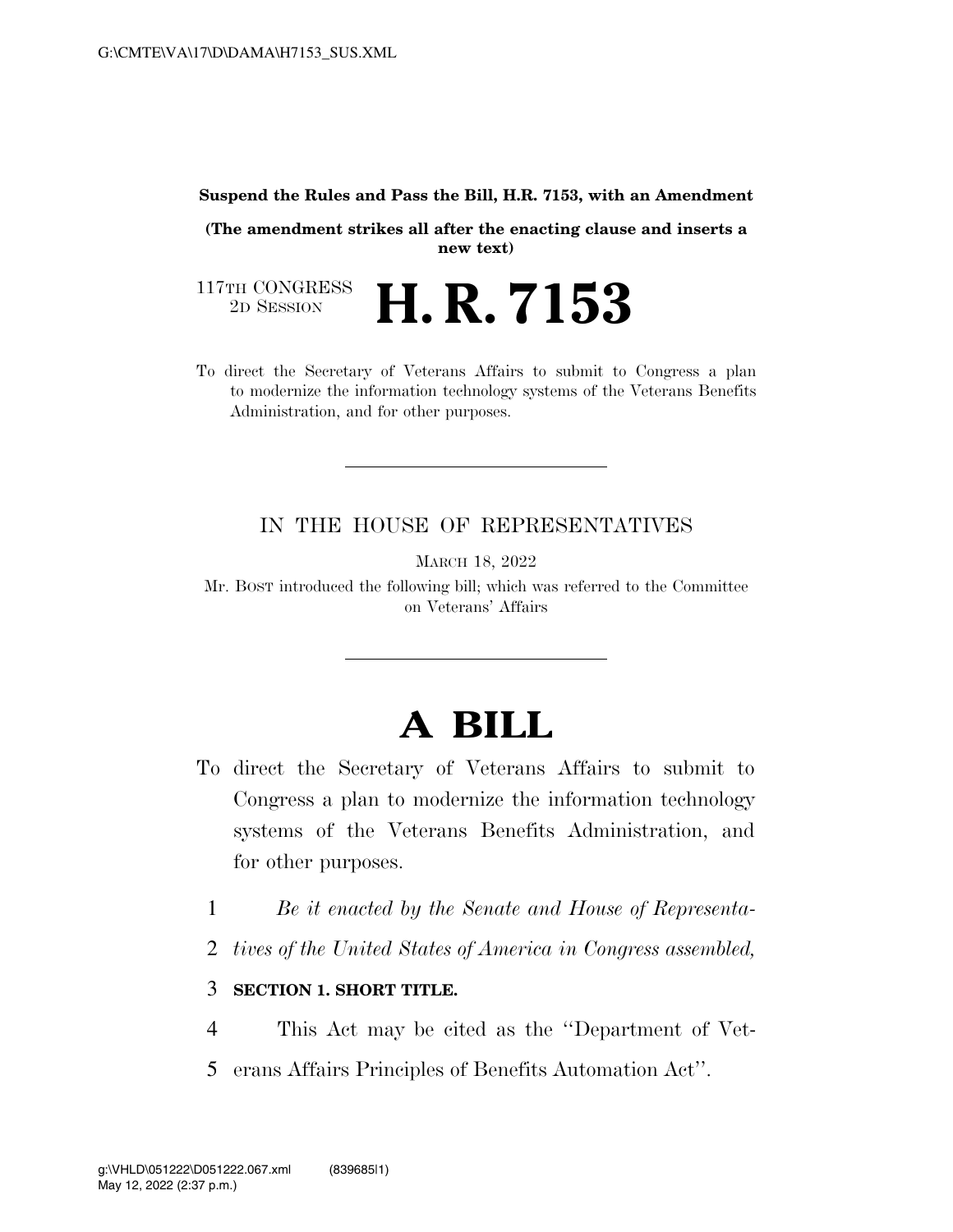**Suspend the Rules and Pass the Bill, H.R. 7153, with an Amendment**

**(The amendment strikes all after the enacting clause and inserts a new text)**

117TH CONGRESS
2D SESSION

# H. R. 7153

To direct the Secretary of Veterans Affairs to submit to Congress a plan to modernize the information technology systems of the Veterans Benefits Administration, and for other purposes.

---

IN THE HOUSE OF REPRESENTATIVES

MARCH 18, 2022

Mr. BOST introduced the following bill; which was referred to the Committee on Veterans' Affairs

---

# A BILL

To direct the Secretary of Veterans Affairs to submit to Congress a plan to modernize the information technology systems of the Veterans Benefits Administration, and for other purposes.

1 *Be it enacted by the Senate and House of Representa-*
2 *tives of the United States of America in Congress assembled,*

3 **SECTION 1. SHORT TITLE.**

4 This Act may be cited as the ''Department of Vet-
5 erans Affairs Principles of Benefits Automation Act''.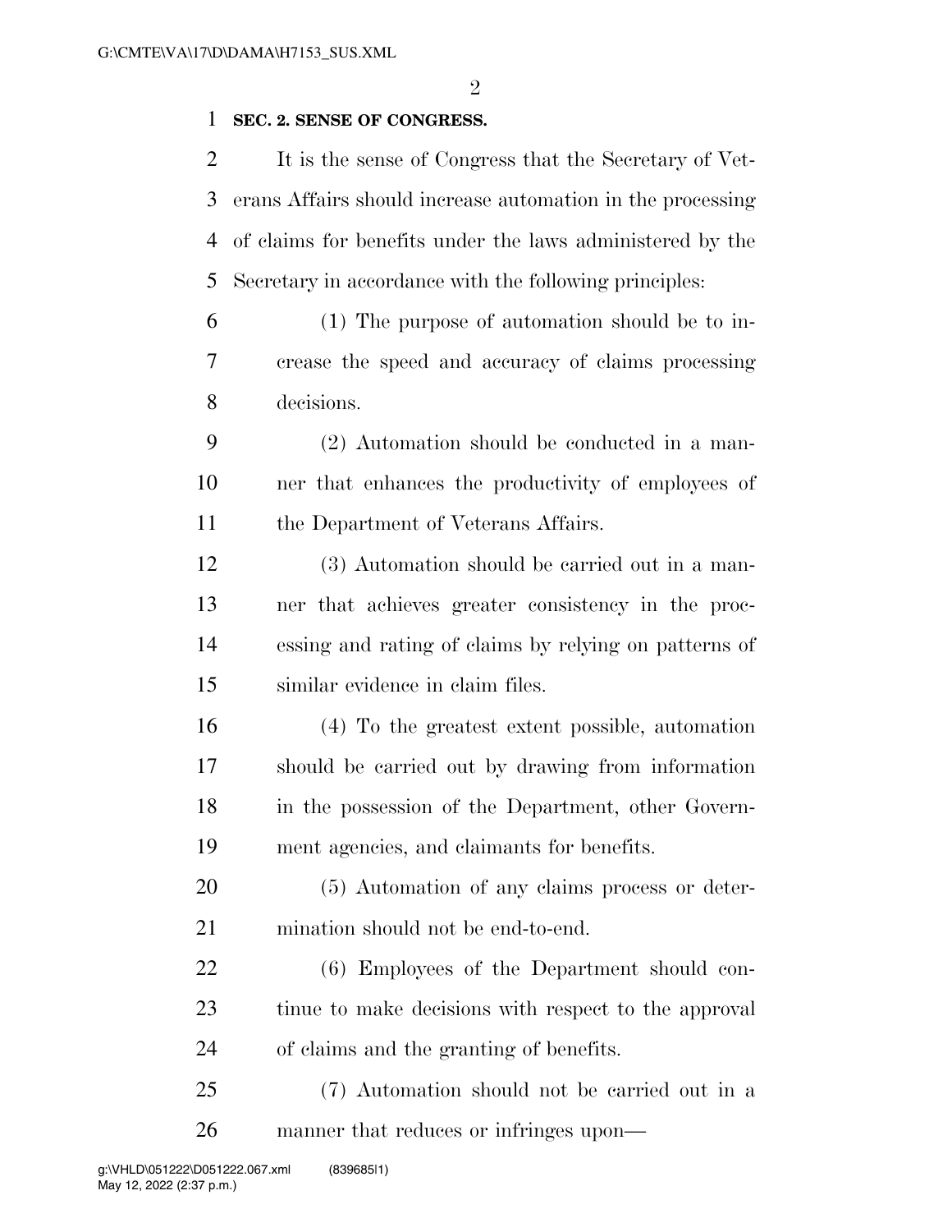**SEC. 2. SENSE OF CONGRESS.**

It is the sense of Congress that the Secretary of Veterans Affairs should increase automation in the processing of claims for benefits under the laws administered by the Secretary in accordance with the following principles:

(1) The purpose of automation should be to increase the speed and accuracy of claims processing decisions.

(2) Automation should be conducted in a manner that enhances the productivity of employees of the Department of Veterans Affairs.

(3) Automation should be carried out in a manner that achieves greater consistency in the processing and rating of claims by relying on patterns of similar evidence in claim files.

(4) To the greatest extent possible, automation should be carried out by drawing from information in the possession of the Department, other Government agencies, and claimants for benefits.

(5) Automation of any claims process or determination should not be end-to-end.

(6) Employees of the Department should continue to make decisions with respect to the approval of claims and the granting of benefits.

(7) Automation should not be carried out in a manner that reduces or infringes upon—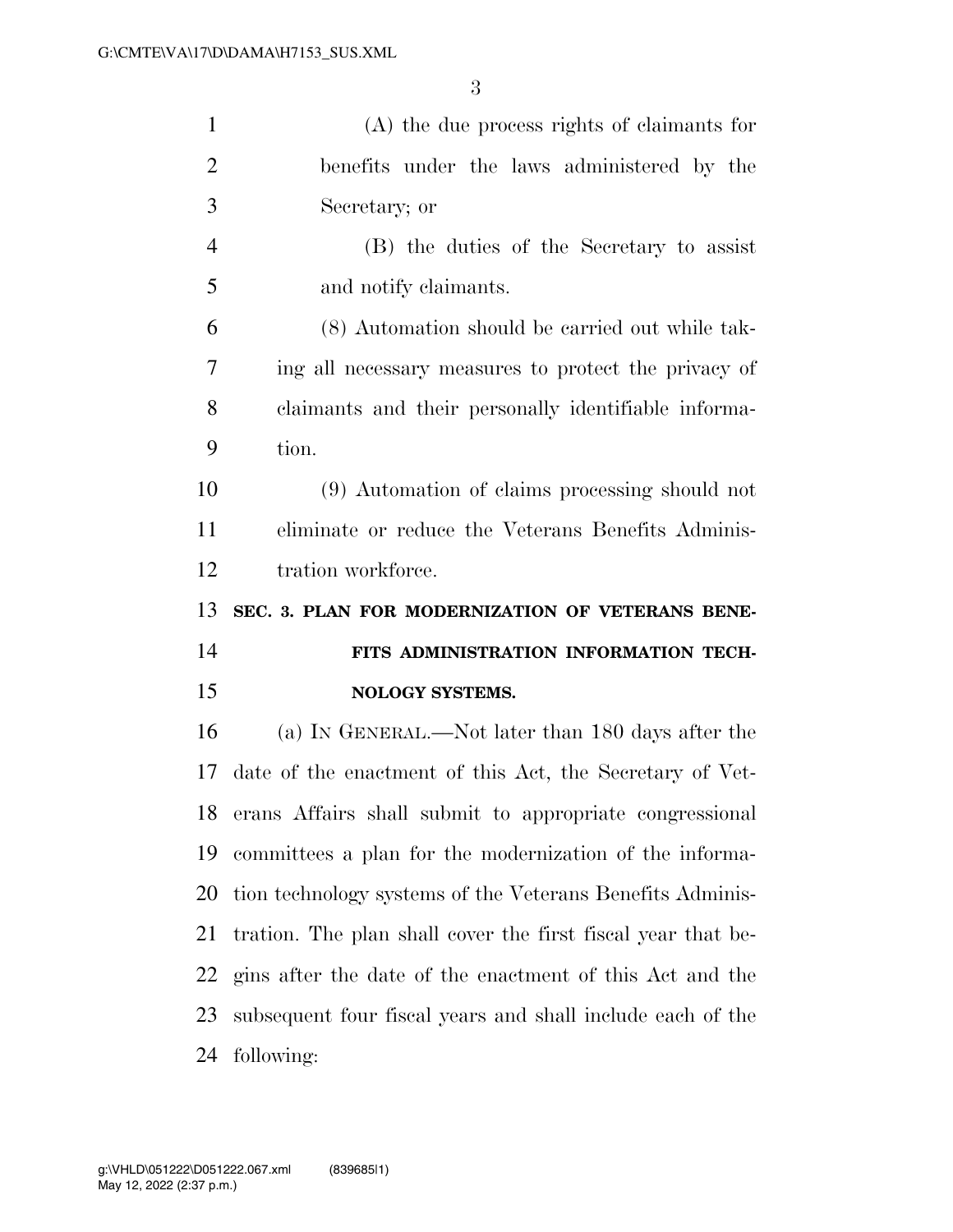(A) the due process rights of claimants for benefits under the laws administered by the Secretary; or

(B) the duties of the Secretary to assist and notify claimants.

(8) Automation should be carried out while taking all necessary measures to protect the privacy of claimants and their personally identifiable information.

(9) Automation of claims processing should not eliminate or reduce the Veterans Benefits Administration workforce.

**SEC. 3. PLAN FOR MODERNIZATION OF VETERANS BENEFITS ADMINISTRATION INFORMATION TECHNOLOGY SYSTEMS.**

(a) IN GENERAL.—Not later than 180 days after the date of the enactment of this Act, the Secretary of Veterans Affairs shall submit to appropriate congressional committees a plan for the modernization of the information technology systems of the Veterans Benefits Administration. The plan shall cover the first fiscal year that begins after the date of the enactment of this Act and the subsequent four fiscal years and shall include each of the following: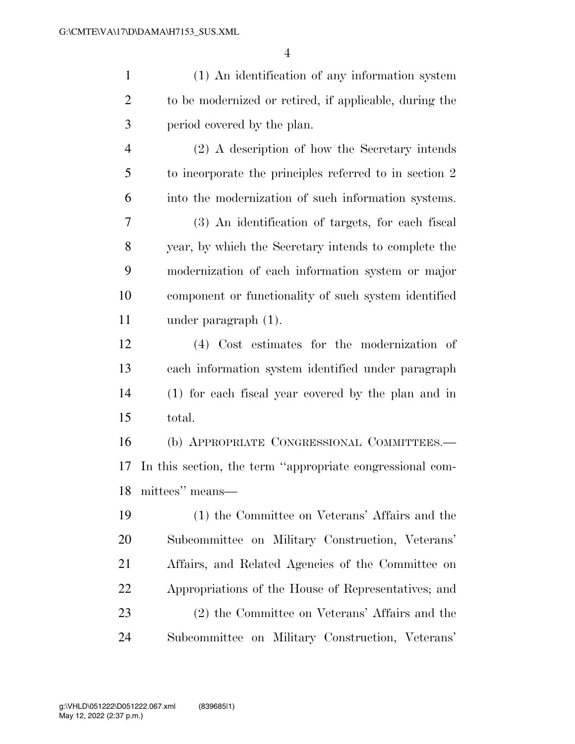(1) An identification of any information system to be modernized or retired, if applicable, during the period covered by the plan.

(2) A description of how the Secretary intends to incorporate the principles referred to in section 2 into the modernization of such information systems.

(3) An identification of targets, for each fiscal year, by which the Secretary intends to complete the modernization of each information system or major component or functionality of such system identified under paragraph (1).

(4) Cost estimates for the modernization of each information system identified under paragraph (1) for each fiscal year covered by the plan and in total.

(b) APPROPRIATE CONGRESSIONAL COMMITTEES.—In this section, the term ''appropriate congressional committees'' means—

(1) the Committee on Veterans' Affairs and the Subcommittee on Military Construction, Veterans' Affairs, and Related Agencies of the Committee on Appropriations of the House of Representatives; and

(2) the Committee on Veterans' Affairs and the Subcommittee on Military Construction, Veterans'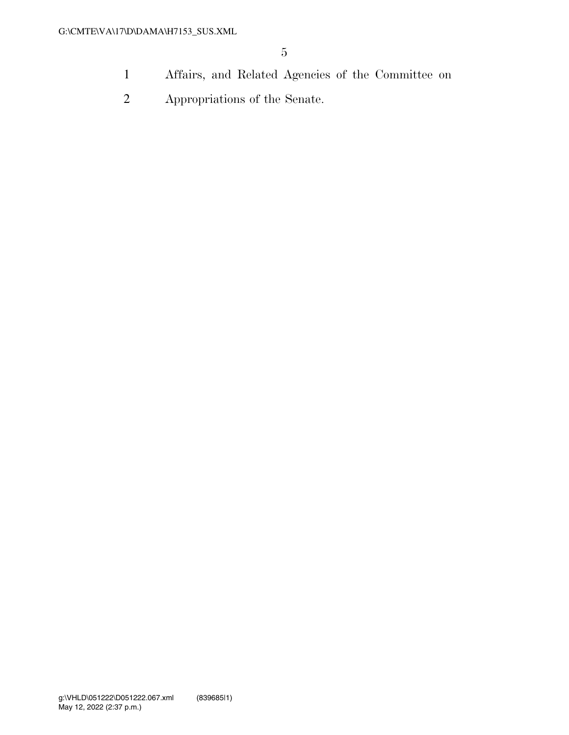Affairs, and Related Agencies of the Committee on Appropriations of the Senate.